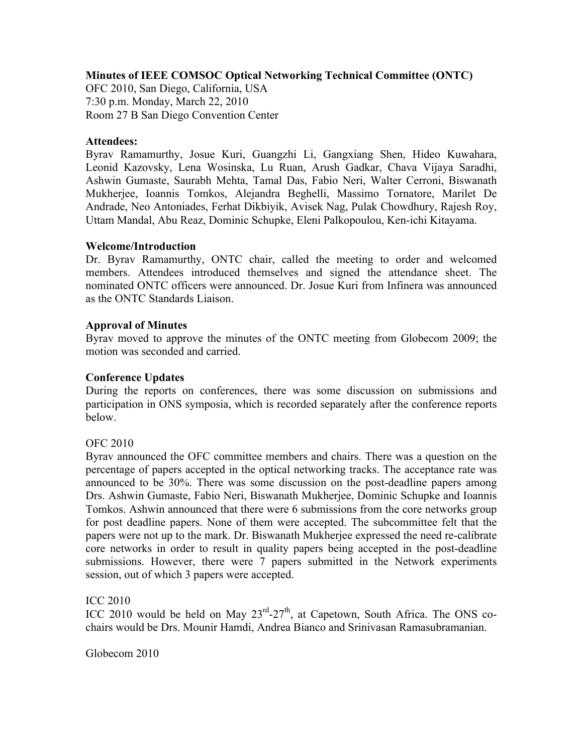**Minutes of IEEE COMSOC Optical Networking Technical Committee (ONTC)**
OFC 2010, San Diego, California, USA
7:30 p.m. Monday, March 22, 2010
Room 27 B San Diego Convention Center

**Attendees:**
Byrav Ramamurthy, Josue Kuri, Guangzhi Li, Gangxiang Shen, Hideo Kuwahara, Leonid Kazovsky, Lena Wosinska, Lu Ruan, Arush Gadkar, Chava Vijaya Saradhi, Ashwin Gumaste, Saurabh Mehta, Tamal Das, Fabio Neri, Walter Cerroni, Biswanath Mukherjee, Ioannis Tomkos, Alejandra Beghelli, Massimo Tornatore, Marilet De Andrade, Neo Antoniades, Ferhat Dikbiyik, Avisek Nag, Pulak Chowdhury, Rajesh Roy, Uttam Mandal, Abu Reaz, Dominic Schupke, Eleni Palkopoulou, Ken-ichi Kitayama.

**Welcome/Introduction**
Dr. Byrav Ramamurthy, ONTC chair, called the meeting to order and welcomed members. Attendees introduced themselves and signed the attendance sheet. The nominated ONTC officers were announced. Dr. Josue Kuri from Infinera was announced as the ONTC Standards Liaison.

**Approval of Minutes**
Byrav moved to approve the minutes of the ONTC meeting from Globecom 2009; the motion was seconded and carried.

**Conference Updates**
During the reports on conferences, there was some discussion on submissions and participation in ONS symposia, which is recorded separately after the conference reports below.

OFC 2010
Byrav announced the OFC committee members and chairs. There was a question on the percentage of papers accepted in the optical networking tracks. The acceptance rate was announced to be 30%. There was some discussion on the post-deadline papers among Drs. Ashwin Gumaste, Fabio Neri, Biswanath Mukherjee, Dominic Schupke and Ioannis Tomkos. Ashwin announced that there were 6 submissions from the core networks group for post deadline papers. None of them were accepted. The subcommittee felt that the papers were not up to the mark. Dr. Biswanath Mukherjee expressed the need re-calibrate core networks in order to result in quality papers being accepted in the post-deadline submissions. However, there were 7 papers submitted in the Network experiments session, out of which 3 papers were accepted.

ICC 2010
ICC 2010 would be held on May 23rd-27th, at Capetown, South Africa. The ONS co-chairs would be Drs. Mounir Hamdi, Andrea Bianco and Srinivasan Ramasubramanian.

Globecom 2010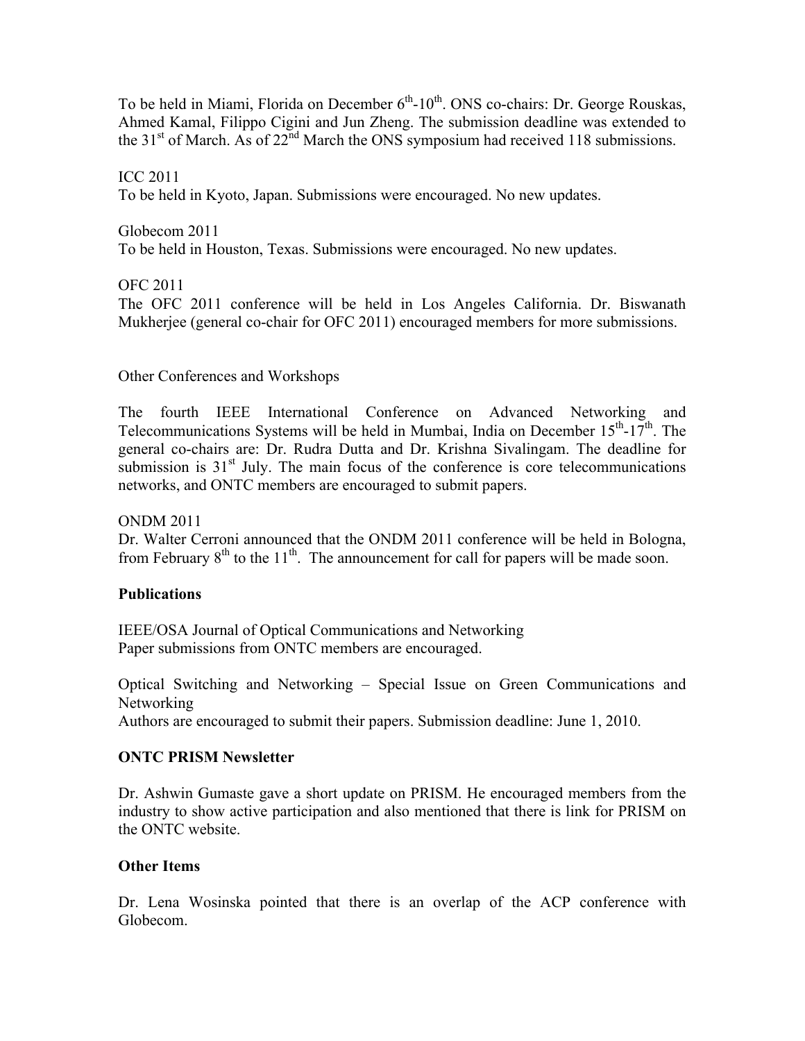To be held in Miami, Florida on December 6th-10th. ONS co-chairs: Dr. George Rouskas, Ahmed Kamal, Filippo Cigini and Jun Zheng. The submission deadline was extended to the 31st of March. As of 22nd March the ONS symposium had received 118 submissions.

ICC 2011
To be held in Kyoto, Japan. Submissions were encouraged. No new updates.

Globecom 2011
To be held in Houston, Texas. Submissions were encouraged. No new updates.

OFC 2011
The OFC 2011 conference will be held in Los Angeles California. Dr. Biswanath Mukherjee (general co-chair for OFC 2011) encouraged members for more submissions.

Other Conferences and Workshops

The fourth IEEE International Conference on Advanced Networking and Telecommunications Systems will be held in Mumbai, India on December 15th-17th. The general co-chairs are: Dr. Rudra Dutta and Dr. Krishna Sivalingam. The deadline for submission is 31st July. The main focus of the conference is core telecommunications networks, and ONTC members are encouraged to submit papers.

ONDM 2011
Dr. Walter Cerroni announced that the ONDM 2011 conference will be held in Bologna, from February 8th to the 11th. The announcement for call for papers will be made soon.

**Publications**

IEEE/OSA Journal of Optical Communications and Networking
Paper submissions from ONTC members are encouraged.

Optical Switching and Networking – Special Issue on Green Communications and Networking
Authors are encouraged to submit their papers. Submission deadline: June 1, 2010.

**ONTC PRISM Newsletter**

Dr. Ashwin Gumaste gave a short update on PRISM. He encouraged members from the industry to show active participation and also mentioned that there is link for PRISM on the ONTC website.

**Other Items**

Dr. Lena Wosinska pointed that there is an overlap of the ACP conference with Globecom.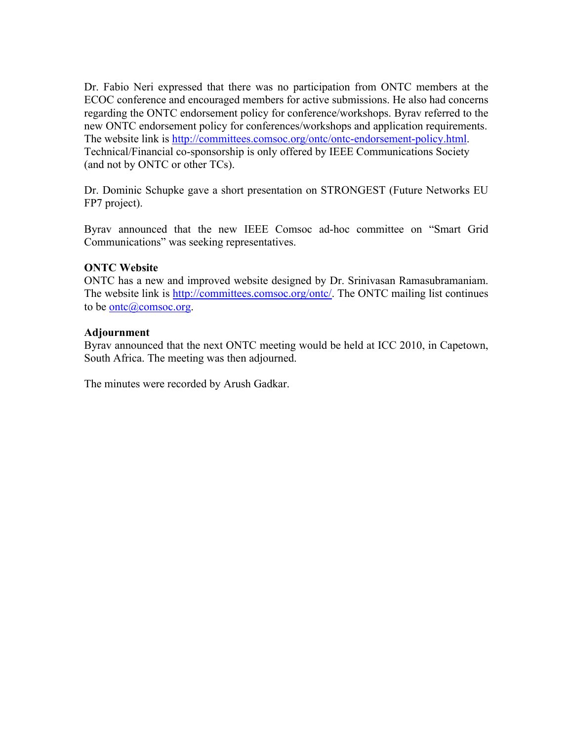Dr. Fabio Neri expressed that there was no participation from ONTC members at the ECOC conference and encouraged members for active submissions. He also had concerns regarding the ONTC endorsement policy for conference/workshops. Byrav referred to the new ONTC endorsement policy for conferences/workshops and application requirements. The website link is http://committees.comsoc.org/ontc/ontc-endorsement-policy.html. Technical/Financial co-sponsorship is only offered by IEEE Communications Society (and not by ONTC or other TCs).

Dr. Dominic Schupke gave a short presentation on STRONGEST (Future Networks EU FP7 project).

Byrav announced that the new IEEE Comsoc ad-hoc committee on "Smart Grid Communications" was seeking representatives.

**ONTC Website**

ONTC has a new and improved website designed by Dr. Srinivasan Ramasubramaniam. The website link is http://committees.comsoc.org/ontc/. The ONTC mailing list continues to be ontc@comsoc.org.

**Adjournment**

Byrav announced that the next ONTC meeting would be held at ICC 2010, in Capetown, South Africa. The meeting was then adjourned.

The minutes were recorded by Arush Gadkar.